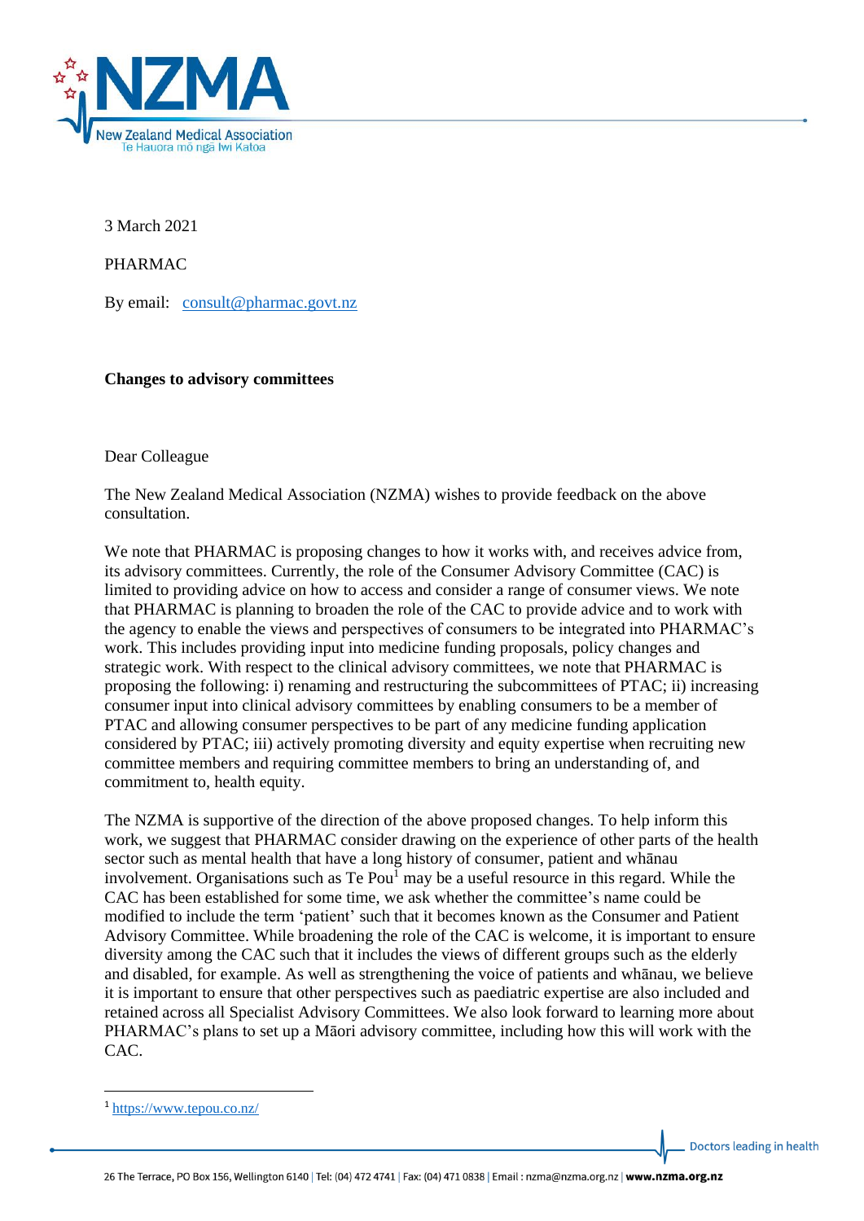3 March 2021

PHARMAC

By email: consult@pharmac.govt.nz

**Changes to advisory committees**

Dear Colleague

The New Zealand Medical Association (NZMA) wishes to provide feedback on the above consultation.

We note that PHARMAC is proposing changes to how it works with, and receives advice from, its advisory committees. Currently, the role of the Consumer Advisory Committee (CAC) is limited to providing advice on how to access and consider a range of consumer views. We note that PHARMAC is planning to broaden the role of the CAC to provide advice and to work with the agency to enable the views and perspectives of consumers to be integrated into PHARMAC's work. This includes providing input into medicine funding proposals, policy changes and strategic work. With respect to the clinical advisory committees, we note that PHARMAC is proposing the following: i) renaming and restructuring the subcommittees of PTAC; ii) increasing consumer input into clinical advisory committees by enabling consumers to be a member of PTAC and allowing consumer perspectives to be part of any medicine funding application considered by PTAC; iii) actively promoting diversity and equity expertise when recruiting new committee members and requiring committee members to bring an understanding of, and commitment to, health equity.

The NZMA is supportive of the direction of the above proposed changes. To help inform this work, we suggest that PHARMAC consider drawing on the experience of other parts of the health sector such as mental health that have a long history of consumer, patient and whānau involvement. Organisations such as Te Pou[1] may be a useful resource in this regard. While the CAC has been established for some time, we ask whether the committee's name could be modified to include the term 'patient' such that it becomes known as the Consumer and Patient Advisory Committee. While broadening the role of the CAC is welcome, it is important to ensure diversity among the CAC such that it includes the views of different groups such as the elderly and disabled, for example. As well as strengthening the voice of patients and whānau, we believe it is important to ensure that other perspectives such as paediatric expertise are also included and retained across all Specialist Advisory Committees. We also look forward to learning more about PHARMAC's plans to set up a Māori advisory committee, including how this will work with the CAC.

---

[1] https://www.tepou.co.nz/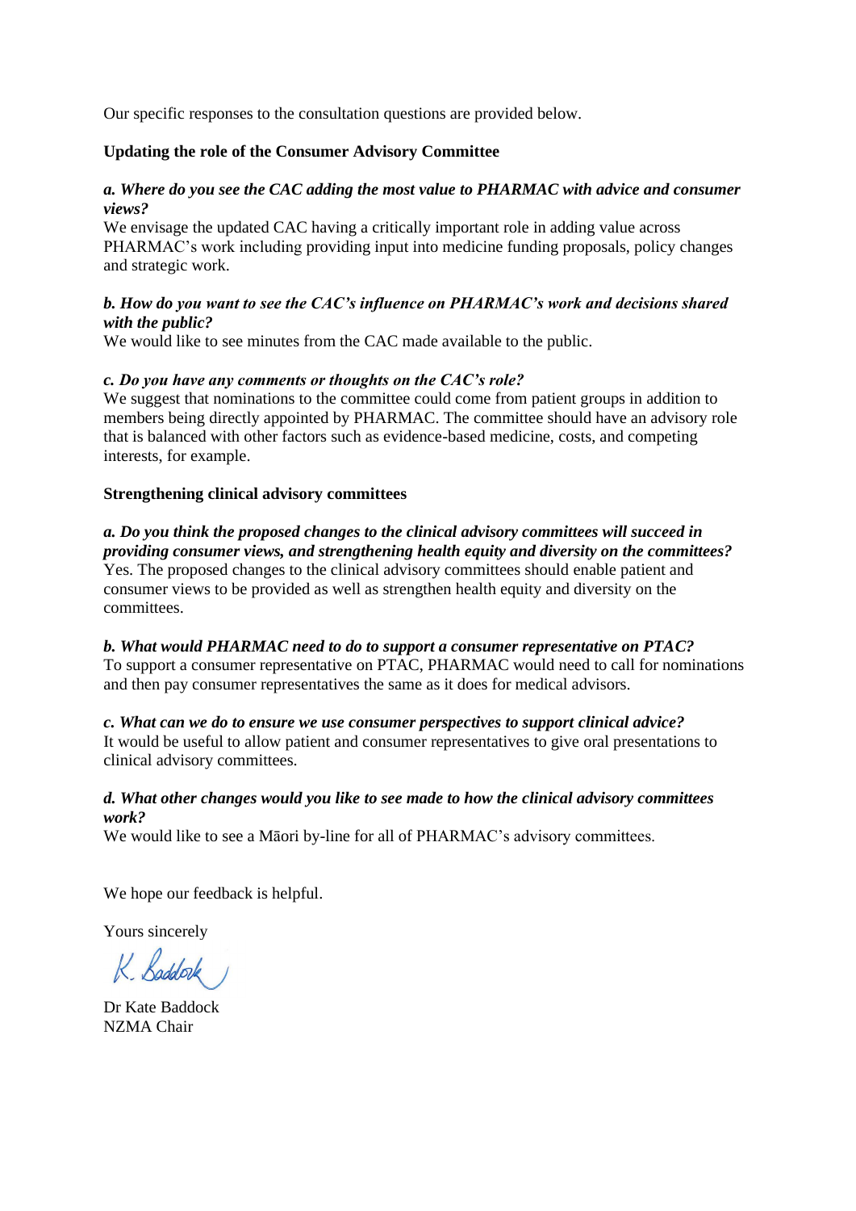Our specific responses to the consultation questions are provided below.

**Updating the role of the Consumer Advisory Committee**

***a. Where do you see the CAC adding the most value to PHARMAC with advice and consumer views?***
We envisage the updated CAC having a critically important role in adding value across PHARMAC's work including providing input into medicine funding proposals, policy changes and strategic work.

***b. How do you want to see the CAC's influence on PHARMAC's work and decisions shared with the public?***
We would like to see minutes from the CAC made available to the public.

***c. Do you have any comments or thoughts on the CAC's role?***
We suggest that nominations to the committee could come from patient groups in addition to members being directly appointed by PHARMAC. The committee should have an advisory role that is balanced with other factors such as evidence-based medicine, costs, and competing interests, for example.

**Strengthening clinical advisory committees**

***a. Do you think the proposed changes to the clinical advisory committees will succeed in providing consumer views, and strengthening health equity and diversity on the committees?***
Yes. The proposed changes to the clinical advisory committees should enable patient and consumer views to be provided as well as strengthen health equity and diversity on the committees.

***b. What would PHARMAC need to do to support a consumer representative on PTAC?***
To support a consumer representative on PTAC, PHARMAC would need to call for nominations and then pay consumer representatives the same as it does for medical advisors.

***c. What can we do to ensure we use consumer perspectives to support clinical advice?***
It would be useful to allow patient and consumer representatives to give oral presentations to clinical advisory committees.

***d. What other changes would you like to see made to how the clinical advisory committees work?***
We would like to see a Māori by-line for all of PHARMAC's advisory committees.

We hope our feedback is helpful.

Yours sincerely

K. Baddock

Dr Kate Baddock
NZMA Chair